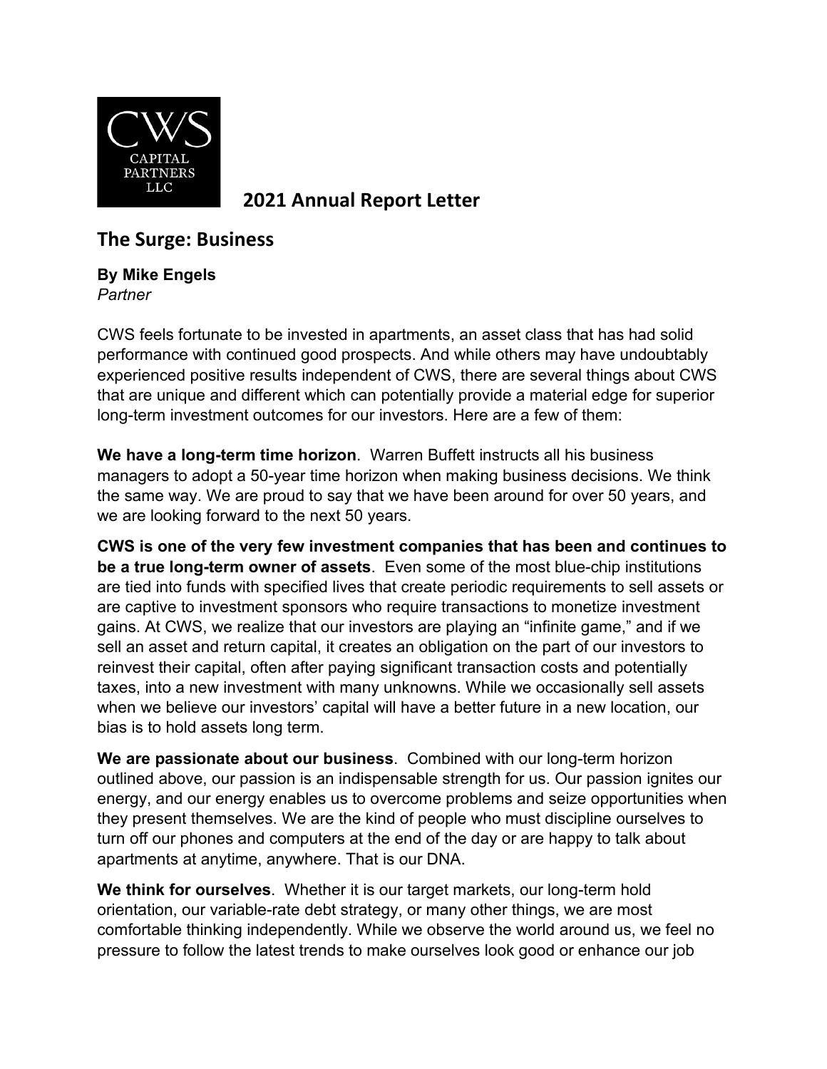CWS CAPITAL PARTNERS LLC

# 2021 Annual Report Letter

## The Surge: Business

**By Mike Engels**
*Partner*

CWS feels fortunate to be invested in apartments, an asset class that has had solid performance with continued good prospects. And while others may have undoubtably experienced positive results independent of CWS, there are several things about CWS that are unique and different which can potentially provide a material edge for superior long-term investment outcomes for our investors. Here are a few of them:

**We have a long-term time horizon**. Warren Buffett instructs all his business managers to adopt a 50-year time horizon when making business decisions. We think the same way. We are proud to say that we have been around for over 50 years, and we are looking forward to the next 50 years.

**CWS is one of the very few investment companies that has been and continues to be a true long-term owner of assets**. Even some of the most blue-chip institutions are tied into funds with specified lives that create periodic requirements to sell assets or are captive to investment sponsors who require transactions to monetize investment gains. At CWS, we realize that our investors are playing an "infinite game," and if we sell an asset and return capital, it creates an obligation on the part of our investors to reinvest their capital, often after paying significant transaction costs and potentially taxes, into a new investment with many unknowns. While we occasionally sell assets when we believe our investors' capital will have a better future in a new location, our bias is to hold assets long term.

**We are passionate about our business**. Combined with our long-term horizon outlined above, our passion is an indispensable strength for us. Our passion ignites our energy, and our energy enables us to overcome problems and seize opportunities when they present themselves. We are the kind of people who must discipline ourselves to turn off our phones and computers at the end of the day or are happy to talk about apartments at anytime, anywhere. That is our DNA.

**We think for ourselves**. Whether it is our target markets, our long-term hold orientation, our variable-rate debt strategy, or many other things, we are most comfortable thinking independently. While we observe the world around us, we feel no pressure to follow the latest trends to make ourselves look good or enhance our job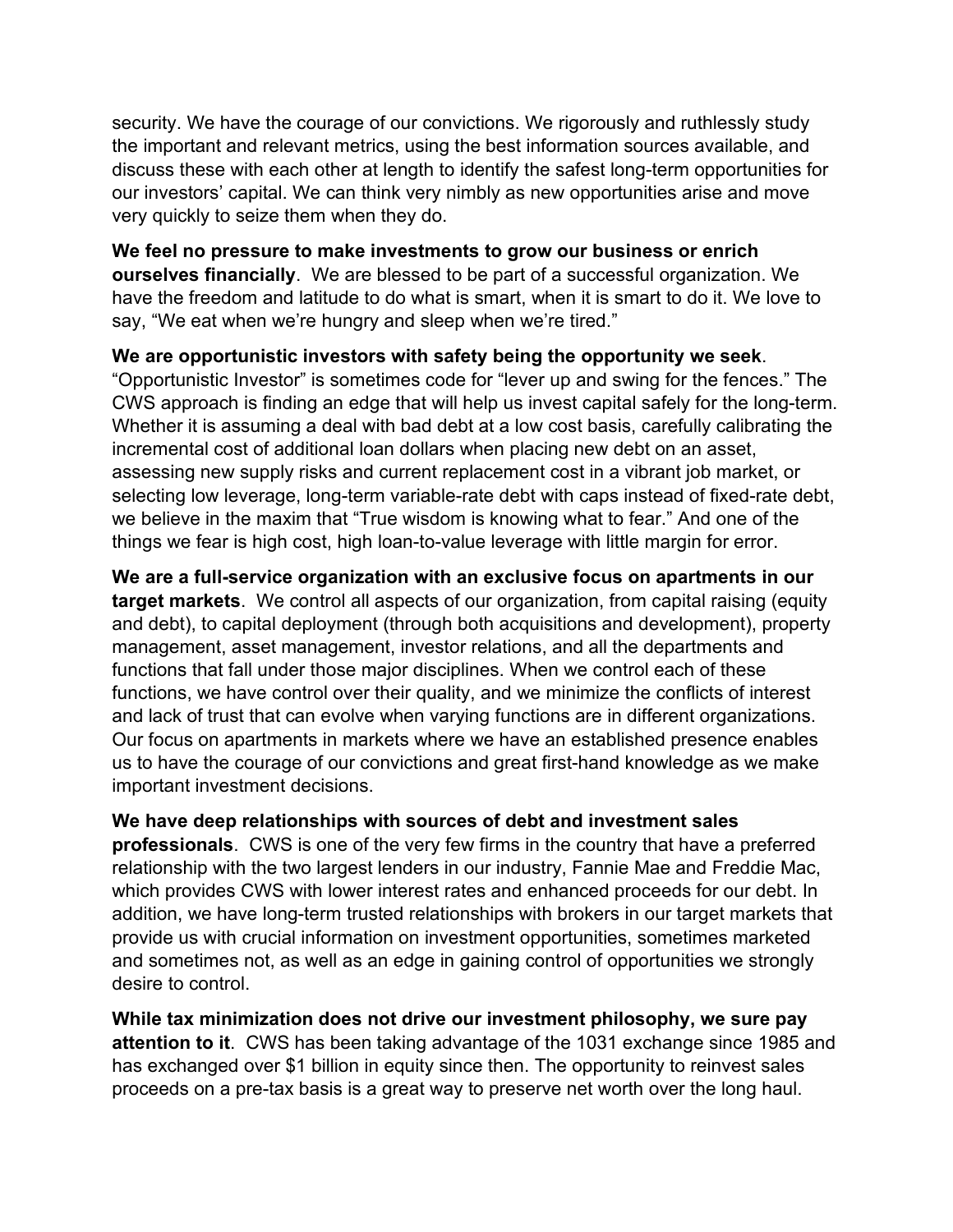security. We have the courage of our convictions. We rigorously and ruthlessly study the important and relevant metrics, using the best information sources available, and discuss these with each other at length to identify the safest long-term opportunities for our investors' capital. We can think very nimbly as new opportunities arise and move very quickly to seize them when they do.

**We feel no pressure to make investments to grow our business or enrich ourselves financially**. We are blessed to be part of a successful organization. We have the freedom and latitude to do what is smart, when it is smart to do it. We love to say, "We eat when we're hungry and sleep when we're tired."

**We are opportunistic investors with safety being the opportunity we seek**. "Opportunistic Investor" is sometimes code for "lever up and swing for the fences." The CWS approach is finding an edge that will help us invest capital safely for the long-term. Whether it is assuming a deal with bad debt at a low cost basis, carefully calibrating the incremental cost of additional loan dollars when placing new debt on an asset, assessing new supply risks and current replacement cost in a vibrant job market, or selecting low leverage, long-term variable-rate debt with caps instead of fixed-rate debt, we believe in the maxim that "True wisdom is knowing what to fear." And one of the things we fear is high cost, high loan-to-value leverage with little margin for error.

**We are a full-service organization with an exclusive focus on apartments in our target markets**. We control all aspects of our organization, from capital raising (equity and debt), to capital deployment (through both acquisitions and development), property management, asset management, investor relations, and all the departments and functions that fall under those major disciplines. When we control each of these functions, we have control over their quality, and we minimize the conflicts of interest and lack of trust that can evolve when varying functions are in different organizations. Our focus on apartments in markets where we have an established presence enables us to have the courage of our convictions and great first-hand knowledge as we make important investment decisions.

**We have deep relationships with sources of debt and investment sales professionals**. CWS is one of the very few firms in the country that have a preferred relationship with the two largest lenders in our industry, Fannie Mae and Freddie Mac, which provides CWS with lower interest rates and enhanced proceeds for our debt. In addition, we have long-term trusted relationships with brokers in our target markets that provide us with crucial information on investment opportunities, sometimes marketed and sometimes not, as well as an edge in gaining control of opportunities we strongly desire to control.

**While tax minimization does not drive our investment philosophy, we sure pay attention to it**. CWS has been taking advantage of the 1031 exchange since 1985 and has exchanged over $1 billion in equity since then. The opportunity to reinvest sales proceeds on a pre-tax basis is a great way to preserve net worth over the long haul.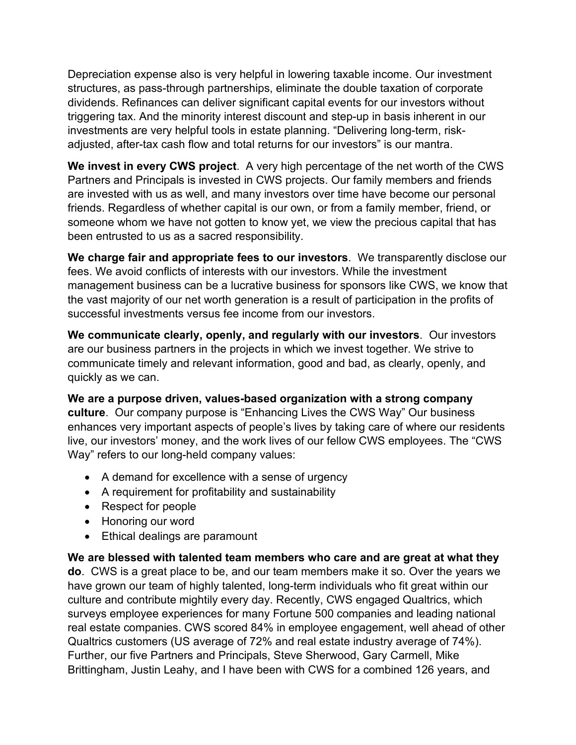Depreciation expense also is very helpful in lowering taxable income. Our investment structures, as pass-through partnerships, eliminate the double taxation of corporate dividends. Refinances can deliver significant capital events for our investors without triggering tax. And the minority interest discount and step-up in basis inherent in our investments are very helpful tools in estate planning. "Delivering long-term, risk-adjusted, after-tax cash flow and total returns for our investors" is our mantra.

**We invest in every CWS project**. A very high percentage of the net worth of the CWS Partners and Principals is invested in CWS projects. Our family members and friends are invested with us as well, and many investors over time have become our personal friends. Regardless of whether capital is our own, or from a family member, friend, or someone whom we have not gotten to know yet, we view the precious capital that has been entrusted to us as a sacred responsibility.

**We charge fair and appropriate fees to our investors**. We transparently disclose our fees. We avoid conflicts of interests with our investors. While the investment management business can be a lucrative business for sponsors like CWS, we know that the vast majority of our net worth generation is a result of participation in the profits of successful investments versus fee income from our investors.

**We communicate clearly, openly, and regularly with our investors**. Our investors are our business partners in the projects in which we invest together. We strive to communicate timely and relevant information, good and bad, as clearly, openly, and quickly as we can.

**We are a purpose driven, values-based organization with a strong company culture**. Our company purpose is "Enhancing Lives the CWS Way" Our business enhances very important aspects of people's lives by taking care of where our residents live, our investors' money, and the work lives of our fellow CWS employees. The "CWS Way" refers to our long-held company values:

- A demand for excellence with a sense of urgency
- A requirement for profitability and sustainability
- Respect for people
- Honoring our word
- Ethical dealings are paramount

**We are blessed with talented team members who care and are great at what they do**. CWS is a great place to be, and our team members make it so. Over the years we have grown our team of highly talented, long-term individuals who fit great within our culture and contribute mightily every day. Recently, CWS engaged Qualtrics, which surveys employee experiences for many Fortune 500 companies and leading national real estate companies. CWS scored 84% in employee engagement, well ahead of other Qualtrics customers (US average of 72% and real estate industry average of 74%). Further, our five Partners and Principals, Steve Sherwood, Gary Carmell, Mike Brittingham, Justin Leahy, and I have been with CWS for a combined 126 years, and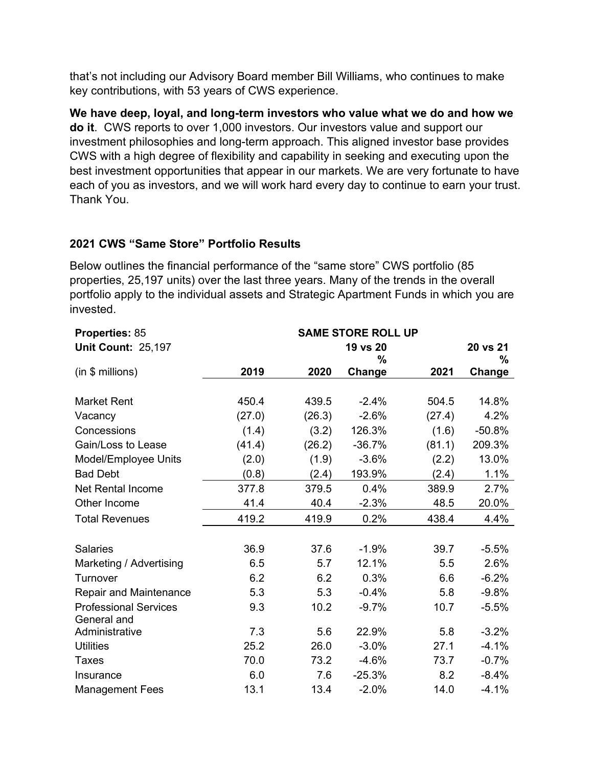that's not including our Advisory Board member Bill Williams, who continues to make key contributions, with 53 years of CWS experience.

**We have deep, loyal, and long-term investors who value what we do and how we do it**. CWS reports to over 1,000 investors. Our investors value and support our investment philosophies and long-term approach. This aligned investor base provides CWS with a high degree of flexibility and capability in seeking and executing upon the best investment opportunities that appear in our markets. We are very fortunate to have each of you as investors, and we will work hard every day to continue to earn your trust. Thank You.

### 2021 CWS "Same Store" Portfolio Results

Below outlines the financial performance of the "same store" CWS portfolio (85 properties, 25,197 units) over the last three years. Many of the trends in the overall portfolio apply to the individual assets and Strategic Apartment Funds in which you are invested.

| **Properties:** 85 | **SAME STORE ROLL UP** | | | | |
|---|---|---|---|---|---|
| **Unit Count:** 25,197 | | | **19 vs 20** | | **20 vs 21** |
| (in $ millions) | **2019** | **2020** | **% Change** | **2021** | **% Change** |
| Market Rent | 450.4 | 439.5 | -2.4% | 504.5 | 14.8% |
| Vacancy | (27.0) | (26.3) | -2.6% | (27.4) | 4.2% |
| Concessions | (1.4) | (3.2) | 126.3% | (1.6) | -50.8% |
| Gain/Loss to Lease | (41.4) | (26.2) | -36.7% | (81.1) | 209.3% |
| Model/Employee Units | (2.0) | (1.9) | -3.6% | (2.2) | 13.0% |
| Bad Debt | (0.8) | (2.4) | 193.9% | (2.4) | 1.1% |
| Net Rental Income | 377.8 | 379.5 | 0.4% | 389.9 | 2.7% |
| Other Income | 41.4 | 40.4 | -2.3% | 48.5 | 20.0% |
| Total Revenues | 419.2 | 419.9 | 0.2% | 438.4 | 4.4% |
| | | | | | |
| Salaries | 36.9 | 37.6 | -1.9% | 39.7 | -5.5% |
| Marketing / Advertising | 6.5 | 5.7 | 12.1% | 5.5 | 2.6% |
| Turnover | 6.2 | 6.2 | 0.3% | 6.6 | -6.2% |
| Repair and Maintenance | 5.3 | 5.3 | -0.4% | 5.8 | -9.8% |
| Professional Services | 9.3 | 10.2 | -9.7% | 10.7 | -5.5% |
| General and Administrative | 7.3 | 5.6 | 22.9% | 5.8 | -3.2% |
| Utilities | 25.2 | 26.0 | -3.0% | 27.1 | -4.1% |
| Taxes | 70.0 | 73.2 | -4.6% | 73.7 | -0.7% |
| Insurance | 6.0 | 7.6 | -25.3% | 8.2 | -8.4% |
| Management Fees | 13.1 | 13.4 | -2.0% | 14.0 | -4.1% |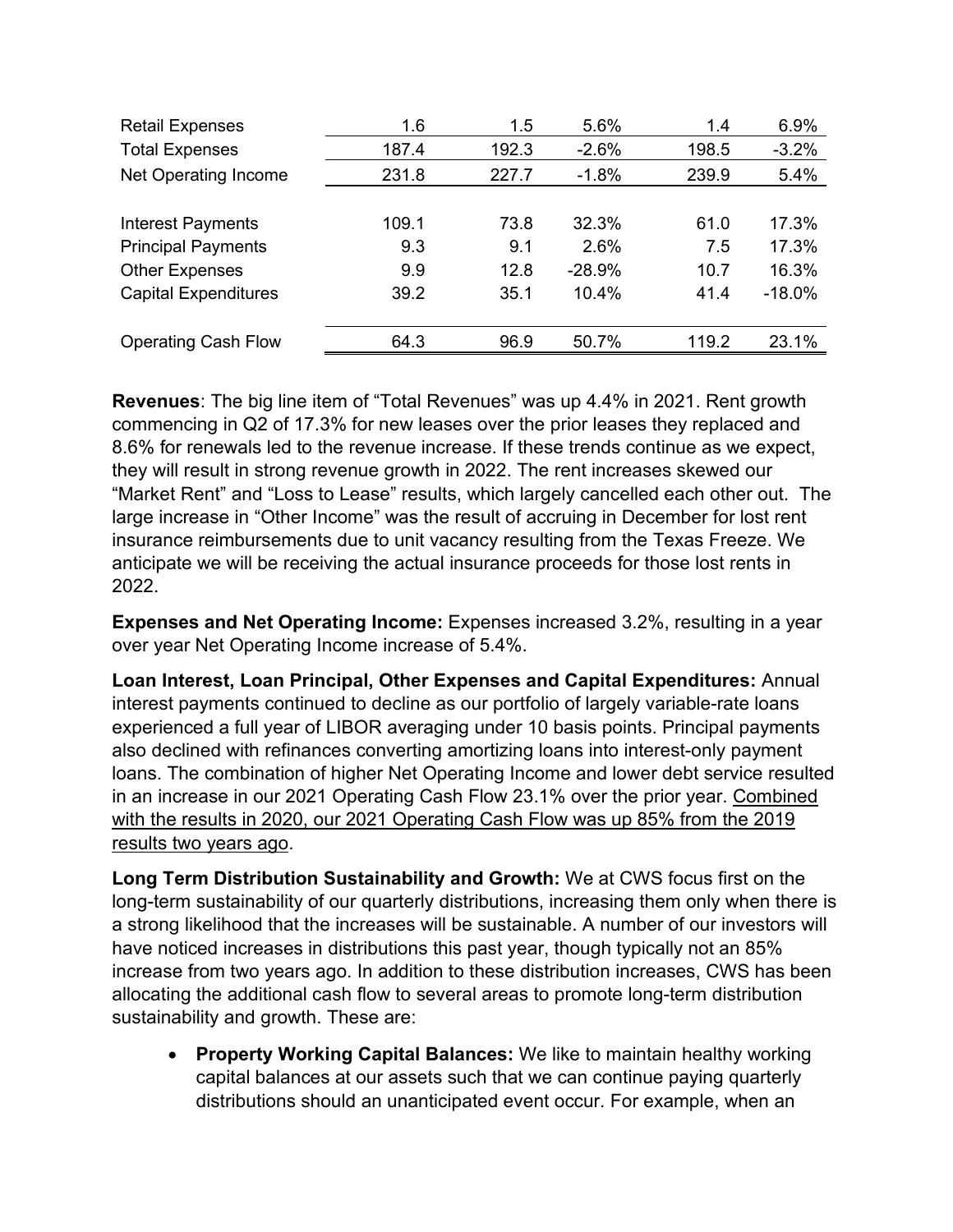| | | | | | |
|---|---|---|---|---|---|
| Retail Expenses | 1.6 | 1.5 | 5.6% | 1.4 | 6.9% |
| Total Expenses | 187.4 | 192.3 | -2.6% | 198.5 | -3.2% |
| Net Operating Income | 231.8 | 227.7 | -1.8% | 239.9 | 5.4% |
| | | | | | |
| Interest Payments | 109.1 | 73.8 | 32.3% | 61.0 | 17.3% |
| Principal Payments | 9.3 | 9.1 | 2.6% | 7.5 | 17.3% |
| Other Expenses | 9.9 | 12.8 | -28.9% | 10.7 | 16.3% |
| Capital Expenditures | 39.2 | 35.1 | 10.4% | 41.4 | -18.0% |
| | | | | | |
| Operating Cash Flow | 64.3 | 96.9 | 50.7% | 119.2 | 23.1% |

**Revenues**: The big line item of "Total Revenues" was up 4.4% in 2021. Rent growth commencing in Q2 of 17.3% for new leases over the prior leases they replaced and 8.6% for renewals led to the revenue increase. If these trends continue as we expect, they will result in strong revenue growth in 2022. The rent increases skewed our "Market Rent" and "Loss to Lease" results, which largely cancelled each other out. The large increase in "Other Income" was the result of accruing in December for lost rent insurance reimbursements due to unit vacancy resulting from the Texas Freeze. We anticipate we will be receiving the actual insurance proceeds for those lost rents in 2022.

**Expenses and Net Operating Income:** Expenses increased 3.2%, resulting in a year over year Net Operating Income increase of 5.4%.

**Loan Interest, Loan Principal, Other Expenses and Capital Expenditures:** Annual interest payments continued to decline as our portfolio of largely variable-rate loans experienced a full year of LIBOR averaging under 10 basis points. Principal payments also declined with refinances converting amortizing loans into interest-only payment loans. The combination of higher Net Operating Income and lower debt service resulted in an increase in our 2021 Operating Cash Flow 23.1% over the prior year. Combined with the results in 2020, our 2021 Operating Cash Flow was up 85% from the 2019 results two years ago.

**Long Term Distribution Sustainability and Growth:** We at CWS focus first on the long-term sustainability of our quarterly distributions, increasing them only when there is a strong likelihood that the increases will be sustainable. A number of our investors will have noticed increases in distributions this past year, though typically not an 85% increase from two years ago. In addition to these distribution increases, CWS has been allocating the additional cash flow to several areas to promote long-term distribution sustainability and growth. These are:

- **Property Working Capital Balances:** We like to maintain healthy working capital balances at our assets such that we can continue paying quarterly distributions should an unanticipated event occur. For example, when an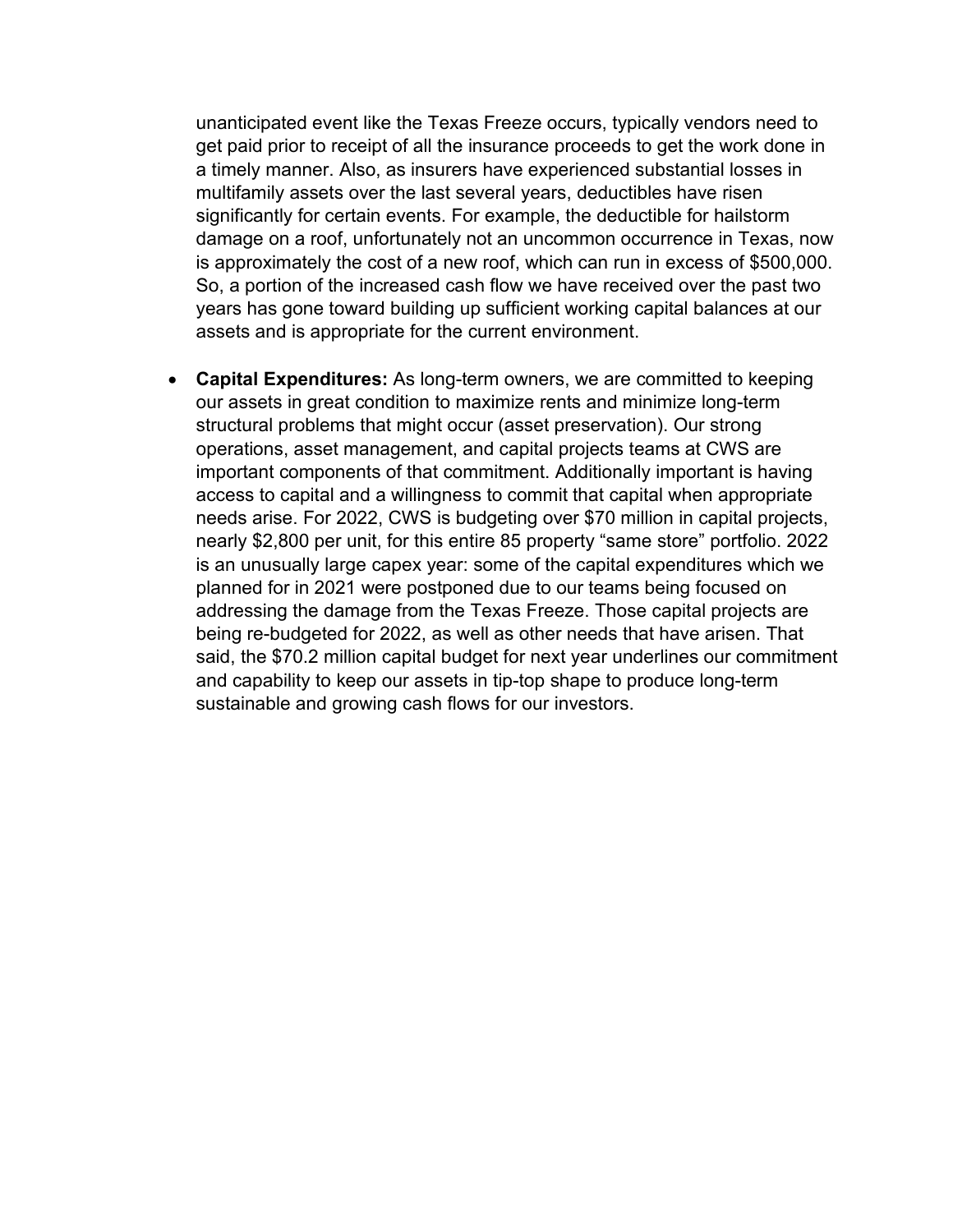unanticipated event like the Texas Freeze occurs, typically vendors need to get paid prior to receipt of all the insurance proceeds to get the work done in a timely manner. Also, as insurers have experienced substantial losses in multifamily assets over the last several years, deductibles have risen significantly for certain events. For example, the deductible for hailstorm damage on a roof, unfortunately not an uncommon occurrence in Texas, now is approximately the cost of a new roof, which can run in excess of $500,000. So, a portion of the increased cash flow we have received over the past two years has gone toward building up sufficient working capital balances at our assets and is appropriate for the current environment.

- **Capital Expenditures:** As long-term owners, we are committed to keeping our assets in great condition to maximize rents and minimize long-term structural problems that might occur (asset preservation). Our strong operations, asset management, and capital projects teams at CWS are important components of that commitment. Additionally important is having access to capital and a willingness to commit that capital when appropriate needs arise. For 2022, CWS is budgeting over $70 million in capital projects, nearly $2,800 per unit, for this entire 85 property "same store" portfolio. 2022 is an unusually large capex year: some of the capital expenditures which we planned for in 2021 were postponed due to our teams being focused on addressing the damage from the Texas Freeze. Those capital projects are being re-budgeted for 2022, as well as other needs that have arisen. That said, the $70.2 million capital budget for next year underlines our commitment and capability to keep our assets in tip-top shape to produce long-term sustainable and growing cash flows for our investors.